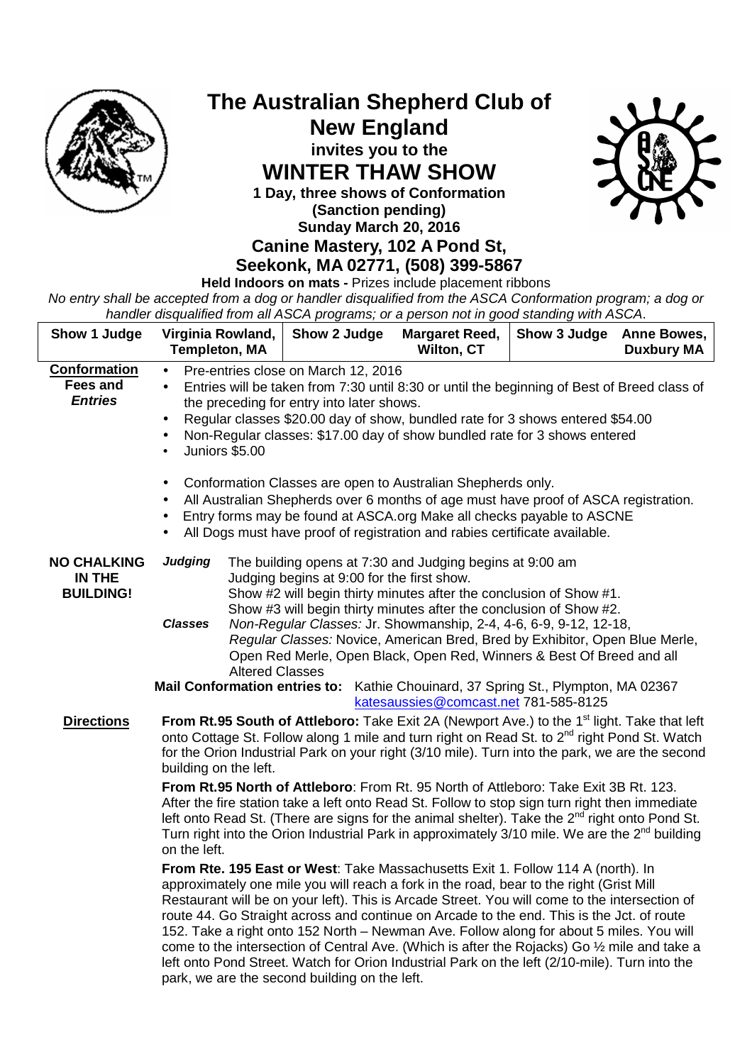# The Australian Shepherd Club of New England

**invites you to the**

# WINTER THAW SHOW

**1 Day, three shows of Conformation**

**(Sanction pending)**

**Sunday March 20, 2016**

## Canine Mastery, 102 A Pond St, Seekonk, MA 02771, (508) 399-5867

**Held Indoors on mats -** Prizes include placement ribbons

*No entry shall be accepted from a dog or handler disqualified from the ASCA Conformation program; a dog or handler disqualified from all ASCA programs; or a person not in good standing with ASCA.*

| Show 1 Judge | Virginia Rowland, Templeton, MA | Show 2 Judge | Margaret Reed, Wilton, CT | Show 3 Judge | Anne Bowes, Duxbury MA |
|---|---|---|---|---|---|

**Conformation Fees and *Entries***

- Pre-entries close on March 12, 2016
- Entries will be taken from 7:30 until 8:30 or until the beginning of Best of Breed class of the preceding for entry into later shows.
- Regular classes $20.00 day of show, bundled rate for 3 shows entered $54.00
- Non-Regular classes: $17.00 day of show bundled rate for 3 shows entered
- Juniors $5.00

- Conformation Classes are open to Australian Shepherds only.
- All Australian Shepherds over 6 months of age must have proof of ASCA registration.
- Entry forms may be found at ASCA.org Make all checks payable to ASCNE
- All Dogs must have proof of registration and rabies certificate available.

**NO CHALKING IN THE BUILDING!**

***Judging*** The building opens at 7:30 and Judging begins at 9:00 am
Judging begins at 9:00 for the first show.
Show #2 will begin thirty minutes after the conclusion of Show #1.
Show #3 will begin thirty minutes after the conclusion of Show #2.

***Classes*** *Non-Regular Classes:* Jr. Showmanship, 2-4, 4-6, 6-9, 9-12, 12-18,
*Regular Classes:* Novice, American Bred, Bred by Exhibitor, Open Blue Merle, Open Red Merle, Open Black, Open Red, Winners & Best Of Breed and all Altered Classes

**Mail Conformation entries to:** Kathie Chouinard, 37 Spring St., Plympton, MA 02367
katesaussies@comcast.net 781-585-8125

**Directions**

**From Rt.95 South of Attleboro:** Take Exit 2A (Newport Ave.) to the 1st light. Take that left onto Cottage St. Follow along 1 mile and turn right on Read St. to 2nd right Pond St. Watch for the Orion Industrial Park on your right (3/10 mile). Turn into the park, we are the second building on the left.

**From Rt.95 North of Attleboro**: From Rt. 95 North of Attleboro: Take Exit 3B Rt. 123. After the fire station take a left onto Read St. Follow to stop sign turn right then immediate left onto Read St. (There are signs for the animal shelter). Take the 2nd right onto Pond St. Turn right into the Orion Industrial Park in approximately 3/10 mile. We are the 2nd building on the left.

**From Rte. 195 East or West**: Take Massachusetts Exit 1. Follow 114 A (north). In approximately one mile you will reach a fork in the road, bear to the right (Grist Mill Restaurant will be on your left). This is Arcade Street. You will come to the intersection of route 44. Go Straight across and continue on Arcade to the end. This is the Jct. of route 152. Take a right onto 152 North – Newman Ave. Follow along for about 5 miles. You will come to the intersection of Central Ave. (Which is after the Rojacks) Go ½ mile and take a left onto Pond Street. Watch for Orion Industrial Park on the left (2/10-mile). Turn into the park, we are the second building on the left.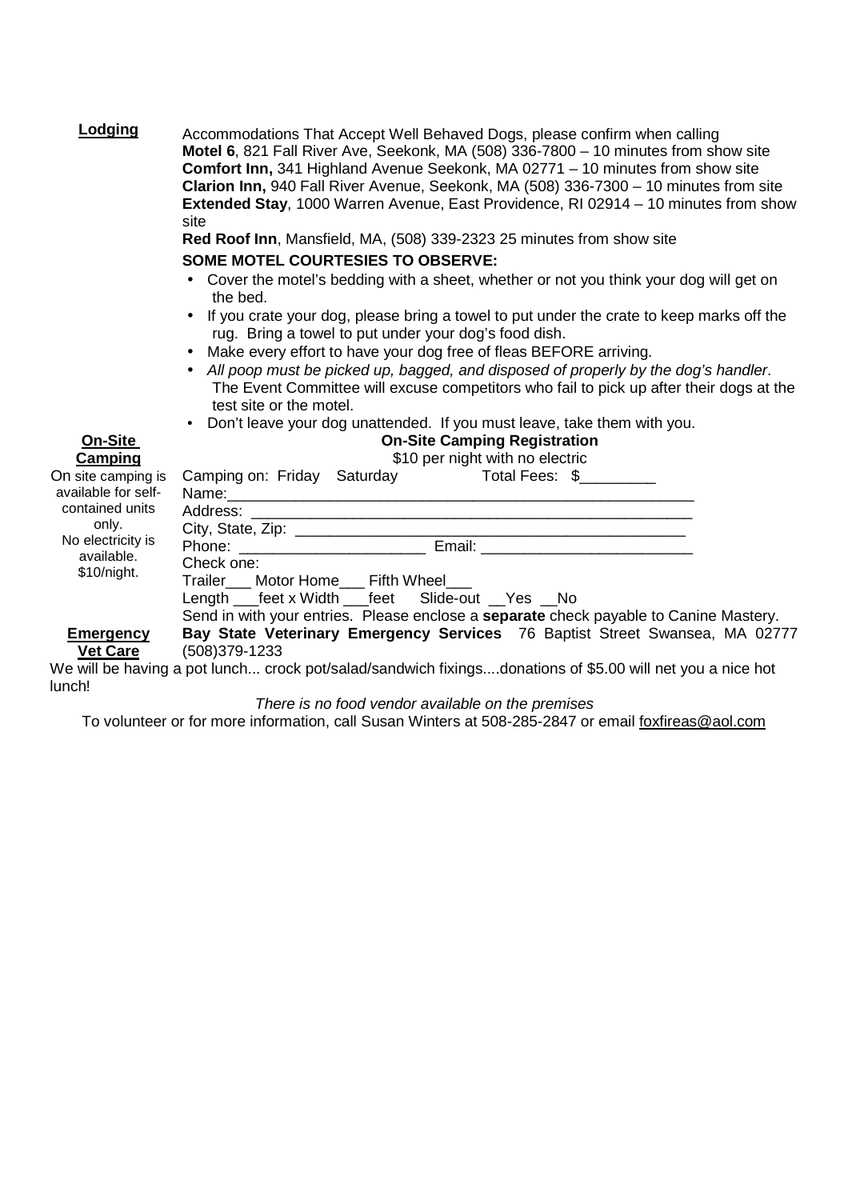**Lodging**

Accommodations That Accept Well Behaved Dogs, please confirm when calling

**Motel 6**, 821 Fall River Ave, Seekonk, MA (508) 336-7800 – 10 minutes from show site
**Comfort Inn,** 341 Highland Avenue Seekonk, MA 02771 – 10 minutes from show site
**Clarion Inn,** 940 Fall River Avenue, Seekonk, MA (508) 336-7300 – 10 minutes from site
**Extended Stay**, 1000 Warren Avenue, East Providence, RI 02914 – 10 minutes from show site
**Red Roof Inn**, Mansfield, MA, (508) 339-2323 25 minutes from show site

**SOME MOTEL COURTESIES TO OBSERVE:**

- Cover the motel's bedding with a sheet, whether or not you think your dog will get on the bed.
- If you crate your dog, please bring a towel to put under the crate to keep marks off the rug. Bring a towel to put under your dog's food dish.
- Make every effort to have your dog free of fleas BEFORE arriving.
- *All poop must be picked up, bagged, and disposed of properly by the dog's handler*. The Event Committee will excuse competitors who fail to pick up after their dogs at the test site or the motel.
- Don't leave your dog unattended. If you must leave, take them with you.

**On-Site Camping**

On site camping is available for self-contained units only. No electricity is available. $10/night.

**On-Site Camping Registration**

$10 per night with no electric

Camping on: Friday Saturday Total Fees: $_________
Name:_______________________________________________________
Address: _____________________________________________________
City, State, Zip: _______________________________________________
Phone: ______________________ Email: _________________________
Check one:
Trailer___ Motor Home___ Fifth Wheel___
Length ___feet x Width ___feet Slide-out __Yes __No
Send in with your entries. Please enclose a **separate** check payable to Canine Mastery.

**Emergency Vet Care**

**Bay State Veterinary Emergency Services** 76 Baptist Street Swansea, MA 02777 (508)379-1233

We will be having a pot lunch... crock pot/salad/sandwich fixings....donations of $5.00 will net you a nice hot lunch!

*There is no food vendor available on the premises*

To volunteer or for more information, call Susan Winters at 508-285-2847 or email foxfireas@aol.com